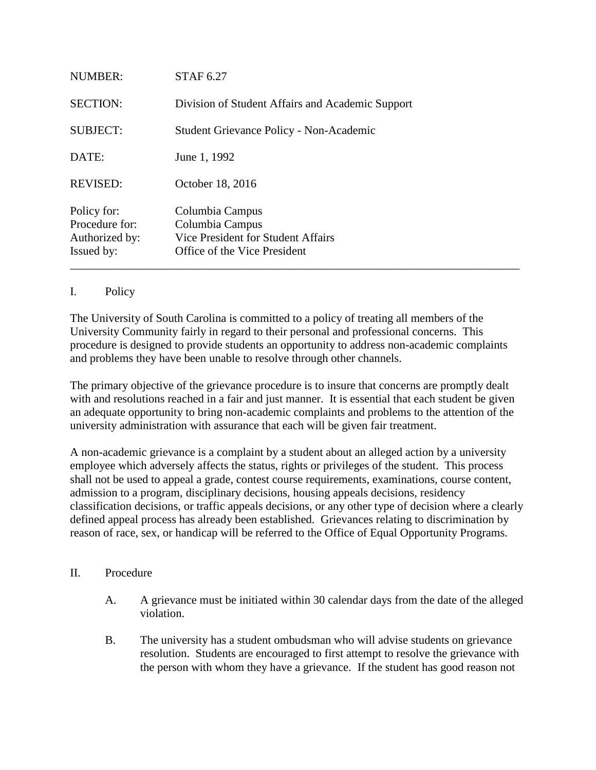| | |
|---|---|
| NUMBER: | STAF 6.27 |
| SECTION: | Division of Student Affairs and Academic Support |
| SUBJECT: | Student Grievance Policy - Non-Academic |
| DATE: | June 1, 1992 |
| REVISED: | October 18, 2016 |
| Policy for: | Columbia Campus |
| Procedure for: | Columbia Campus |
| Authorized by: | Vice President for Student Affairs |
| Issued by: | Office of the Vice President |

---

## I. Policy

The University of South Carolina is committed to a policy of treating all members of the University Community fairly in regard to their personal and professional concerns. This procedure is designed to provide students an opportunity to address non-academic complaints and problems they have been unable to resolve through other channels.

The primary objective of the grievance procedure is to insure that concerns are promptly dealt with and resolutions reached in a fair and just manner. It is essential that each student be given an adequate opportunity to bring non-academic complaints and problems to the attention of the university administration with assurance that each will be given fair treatment.

A non-academic grievance is a complaint by a student about an alleged action by a university employee which adversely affects the status, rights or privileges of the student. This process shall not be used to appeal a grade, contest course requirements, examinations, course content, admission to a program, disciplinary decisions, housing appeals decisions, residency classification decisions, or traffic appeals decisions, or any other type of decision where a clearly defined appeal process has already been established. Grievances relating to discrimination by reason of race, sex, or handicap will be referred to the Office of Equal Opportunity Programs.

## II. Procedure

A. A grievance must be initiated within 30 calendar days from the date of the alleged violation.

B. The university has a student ombudsman who will advise students on grievance resolution. Students are encouraged to first attempt to resolve the grievance with the person with whom they have a grievance. If the student has good reason not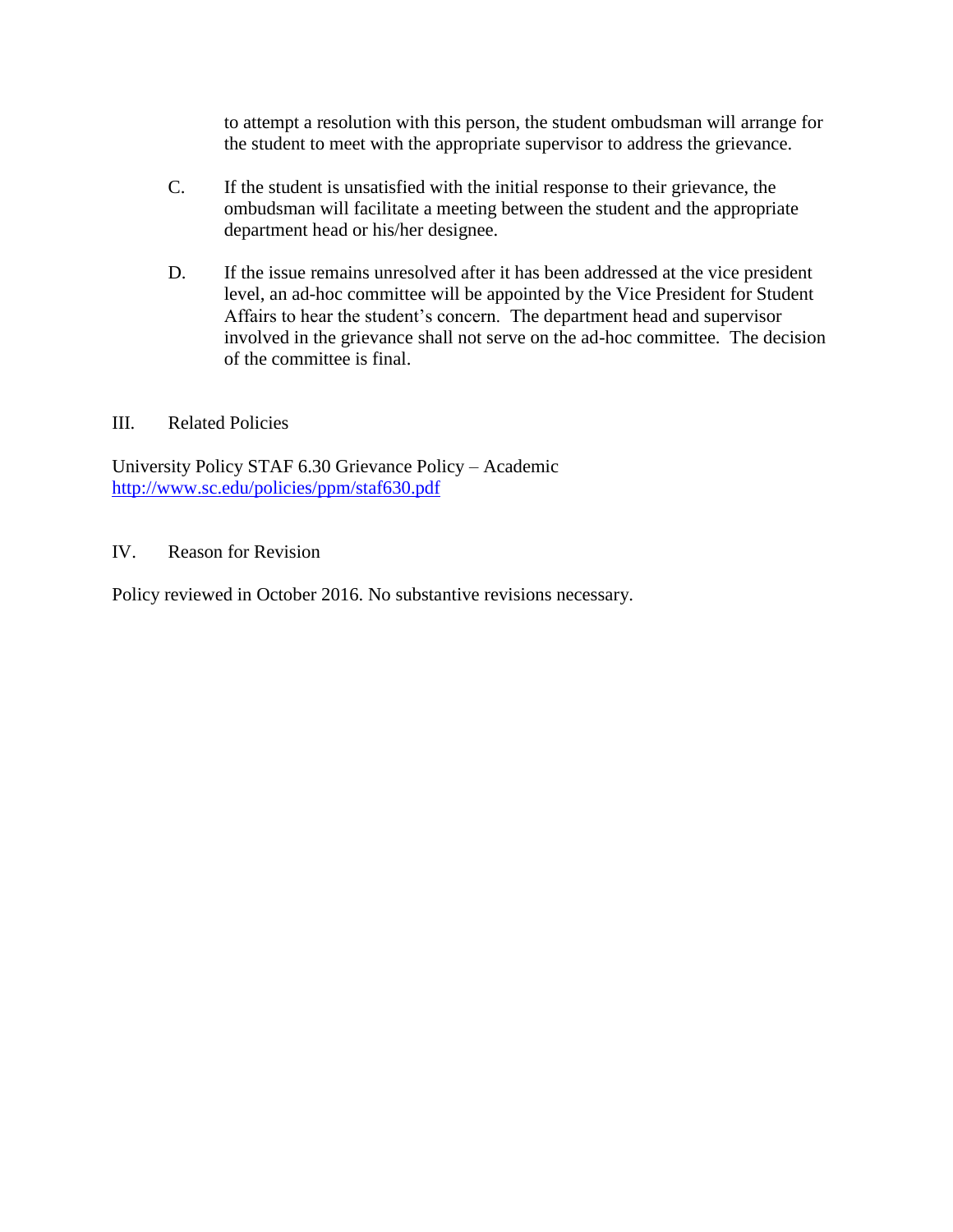to attempt a resolution with this person, the student ombudsman will arrange for the student to meet with the appropriate supervisor to address the grievance.

C. If the student is unsatisfied with the initial response to their grievance, the ombudsman will facilitate a meeting between the student and the appropriate department head or his/her designee.

D. If the issue remains unresolved after it has been addressed at the vice president level, an ad-hoc committee will be appointed by the Vice President for Student Affairs to hear the student's concern. The department head and supervisor involved in the grievance shall not serve on the ad-hoc committee. The decision of the committee is final.

## III. Related Policies

University Policy STAF 6.30 Grievance Policy – Academic
http://www.sc.edu/policies/ppm/staf630.pdf

## IV. Reason for Revision

Policy reviewed in October 2016. No substantive revisions necessary.